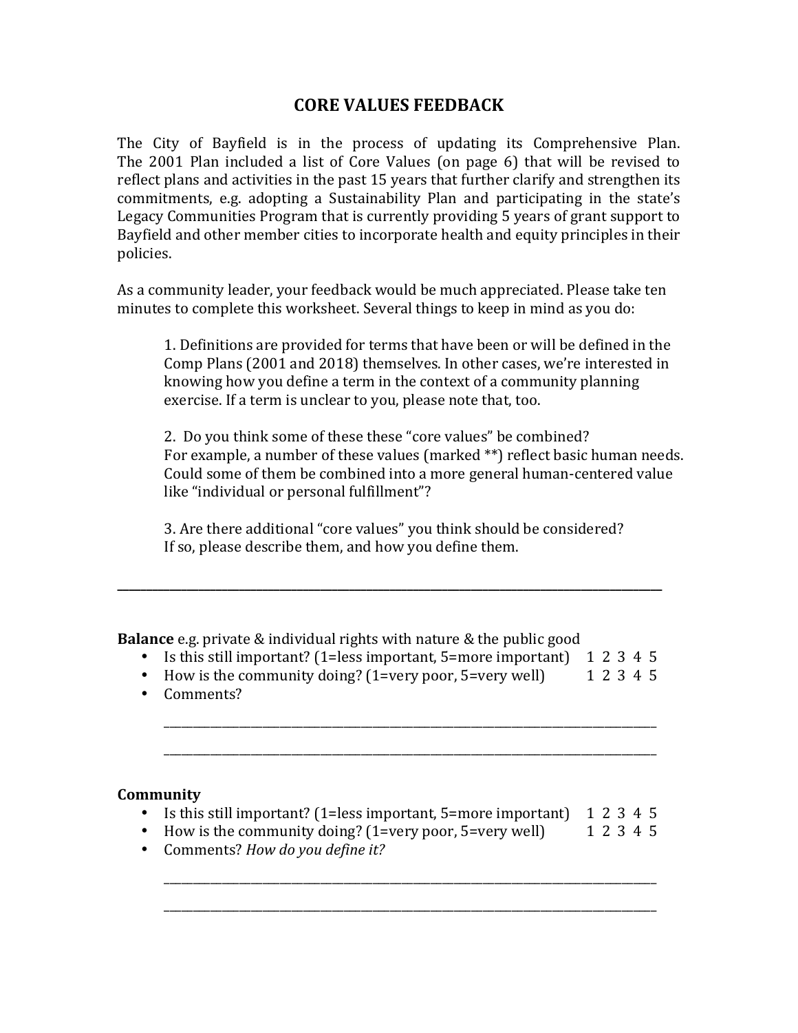# CORE VALUES FEEDBACK

The City of Bayfield is in the process of updating its Comprehensive Plan. The 2001 Plan included a list of Core Values (on page 6) that will be revised to reflect plans and activities in the past 15 years that further clarify and strengthen its commitments, e.g. adopting a Sustainability Plan and participating in the state's Legacy Communities Program that is currently providing 5 years of grant support to Bayfield and other member cities to incorporate health and equity principles in their policies.

As a community leader, your feedback would be much appreciated. Please take ten minutes to complete this worksheet. Several things to keep in mind as you do:

> 1. Definitions are provided for terms that have been or will be defined in the Comp Plans (2001 and 2018) themselves. In other cases, we're interested in knowing how you define a term in the context of a community planning exercise. If a term is unclear to you, please note that, too.
>
> 2. Do you think some of these these "core values" be combined?
> For example, a number of these values (marked **) reflect basic human needs. Could some of them be combined into a more general human-centered value like "individual or personal fulfillment"?
>
> 3. Are there additional "core values" you think should be considered?
> If so, please describe them, and how you define them.

---

**Balance** e.g. private & individual rights with nature & the public good

- Is this still important? (1=less important, 5=more important) 1 2 3 4 5
- How is the community doing? (1=very poor, 5=very well) 1 2 3 4 5
- Comments?

  ______________________________________________________________________________

  ______________________________________________________________________________

**Community**

- Is this still important? (1=less important, 5=more important) 1 2 3 4 5
- How is the community doing? (1=very poor, 5=very well) 1 2 3 4 5
- Comments? *How do you define it?*

  ______________________________________________________________________________

  ______________________________________________________________________________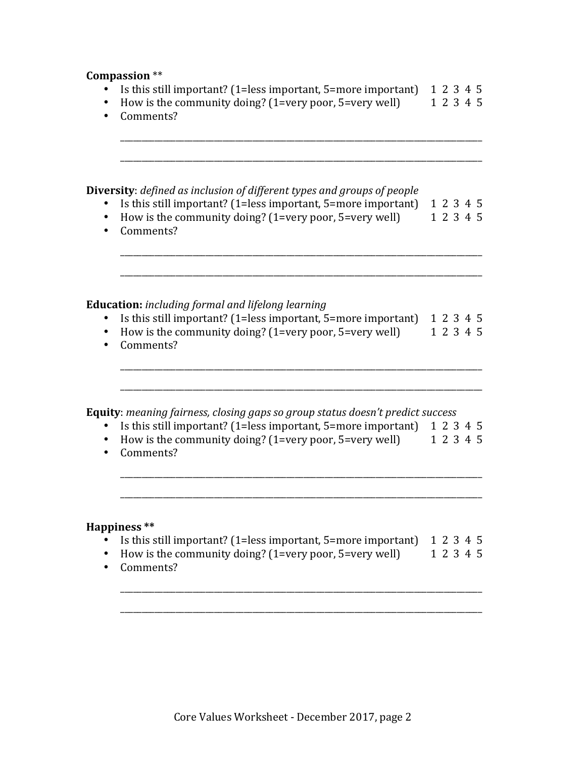**Compassion** **

- Is this still important? (1=less important, 5=more important)    1 2 3 4 5
- How is the community doing? (1=very poor, 5=very well)    1 2 3 4 5
- Comments?

  ______________________________________________________________________________

  ______________________________________________________________________________

**Diversity**: *defined as inclusion of different types and groups of people*

- Is this still important? (1=less important, 5=more important)    1 2 3 4 5
- How is the community doing? (1=very poor, 5=very well)    1 2 3 4 5
- Comments?

  ______________________________________________________________________________

  ______________________________________________________________________________

**Education:** *including formal and lifelong learning*

- Is this still important? (1=less important, 5=more important)    1 2 3 4 5
- How is the community doing? (1=very poor, 5=very well)    1 2 3 4 5
- Comments?

  ______________________________________________________________________________

  ______________________________________________________________________________

**Equity**: *meaning fairness, closing gaps so group status doesn't predict success*

- Is this still important? (1=less important, 5=more important)    1 2 3 4 5
- How is the community doing? (1=very poor, 5=very well)    1 2 3 4 5
- Comments?

  ______________________________________________________________________________

  ______________________________________________________________________________

**Happiness** **

- Is this still important? (1=less important, 5=more important)    1 2 3 4 5
- How is the community doing? (1=very poor, 5=very well)    1 2 3 4 5
- Comments?

  ______________________________________________________________________________

  ______________________________________________________________________________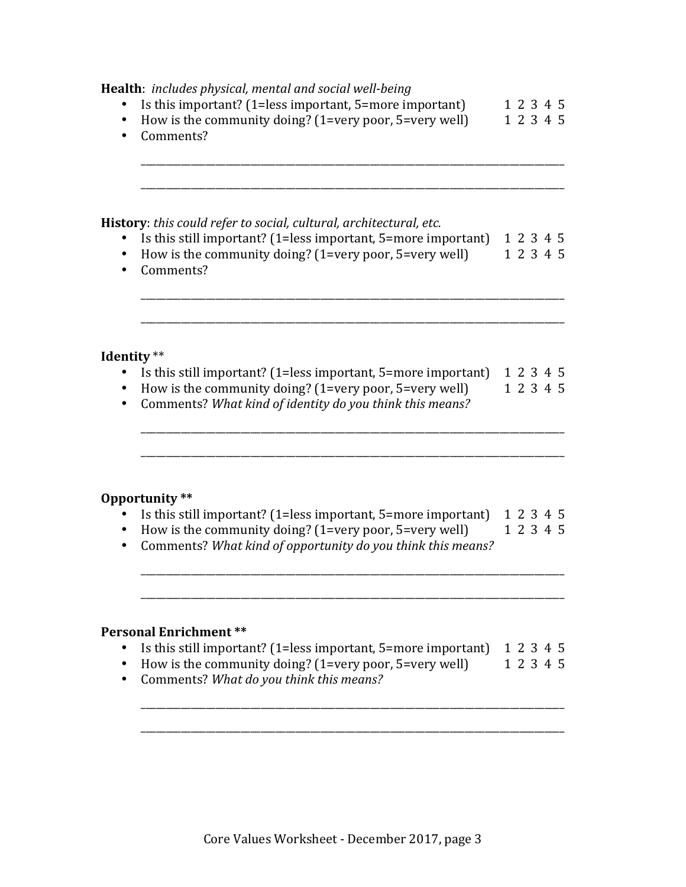**Health**: *includes physical, mental and social well-being*

- Is this important? (1=less important, 5=more important) 1 2 3 4 5
- How is the community doing? (1=very poor, 5=very well) 1 2 3 4 5
- Comments?

  ______________________________________________________________________________

  ______________________________________________________________________________

**History**: *this could refer to social, cultural, architectural, etc.*

- Is this still important? (1=less important, 5=more important) 1 2 3 4 5
- How is the community doing? (1=very poor, 5=very well) 1 2 3 4 5
- Comments?

  ______________________________________________________________________________

  ______________________________________________________________________________

**Identity** **

- Is this still important? (1=less important, 5=more important) 1 2 3 4 5
- How is the community doing? (1=very poor, 5=very well) 1 2 3 4 5
- Comments? *What kind of identity do you think this means?*

  ______________________________________________________________________________

  ______________________________________________________________________________

**Opportunity ****

- Is this still important? (1=less important, 5=more important) 1 2 3 4 5
- How is the community doing? (1=very poor, 5=very well) 1 2 3 4 5
- Comments? *What kind of opportunity do you think this means?*

  ______________________________________________________________________________

  ______________________________________________________________________________

**Personal Enrichment ****

- Is this still important? (1=less important, 5=more important) 1 2 3 4 5
- How is the community doing? (1=very poor, 5=very well) 1 2 3 4 5
- Comments? *What do you think this means?*

  ______________________________________________________________________________

  ______________________________________________________________________________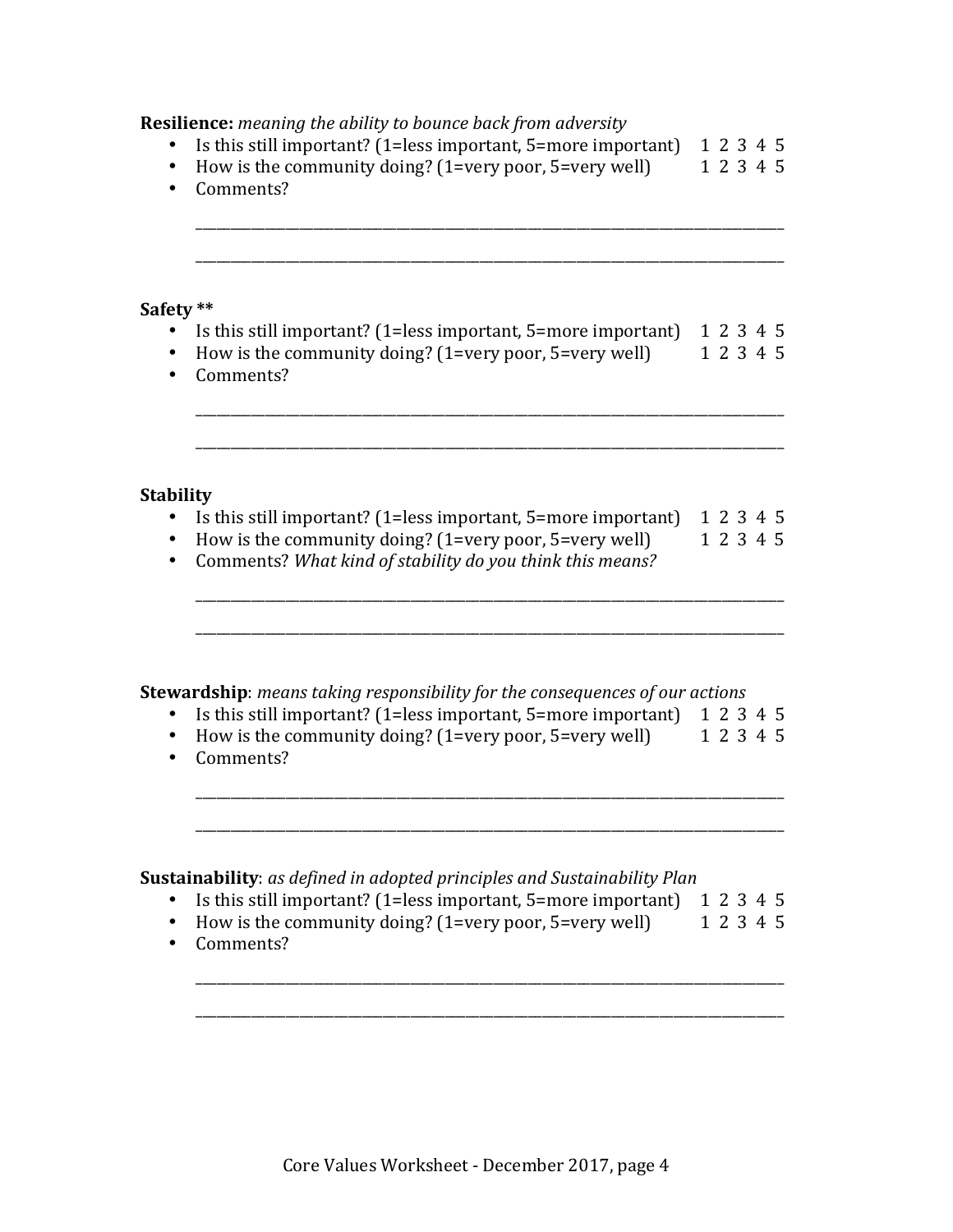**Resilience:** *meaning the ability to bounce back from adversity*

- Is this still important? (1=less important, 5=more important) 1 2 3 4 5
- How is the community doing? (1=very poor, 5=very well) 1 2 3 4 5
- Comments?

  ______________________________________________________________________________

  ______________________________________________________________________________

**Safety \*\***

- Is this still important? (1=less important, 5=more important) 1 2 3 4 5
- How is the community doing? (1=very poor, 5=very well) 1 2 3 4 5
- Comments?

  ______________________________________________________________________________

  ______________________________________________________________________________

**Stability**

- Is this still important? (1=less important, 5=more important) 1 2 3 4 5
- How is the community doing? (1=very poor, 5=very well) 1 2 3 4 5
- Comments? *What kind of stability do you think this means?*

  ______________________________________________________________________________

  ______________________________________________________________________________

**Stewardship**: *means taking responsibility for the consequences of our actions*

- Is this still important? (1=less important, 5=more important) 1 2 3 4 5
- How is the community doing? (1=very poor, 5=very well) 1 2 3 4 5
- Comments?

  ______________________________________________________________________________

  ______________________________________________________________________________

**Sustainability**: *as defined in adopted principles and Sustainability Plan*

- Is this still important? (1=less important, 5=more important) 1 2 3 4 5
- How is the community doing? (1=very poor, 5=very well) 1 2 3 4 5
- Comments?

  ______________________________________________________________________________

  ______________________________________________________________________________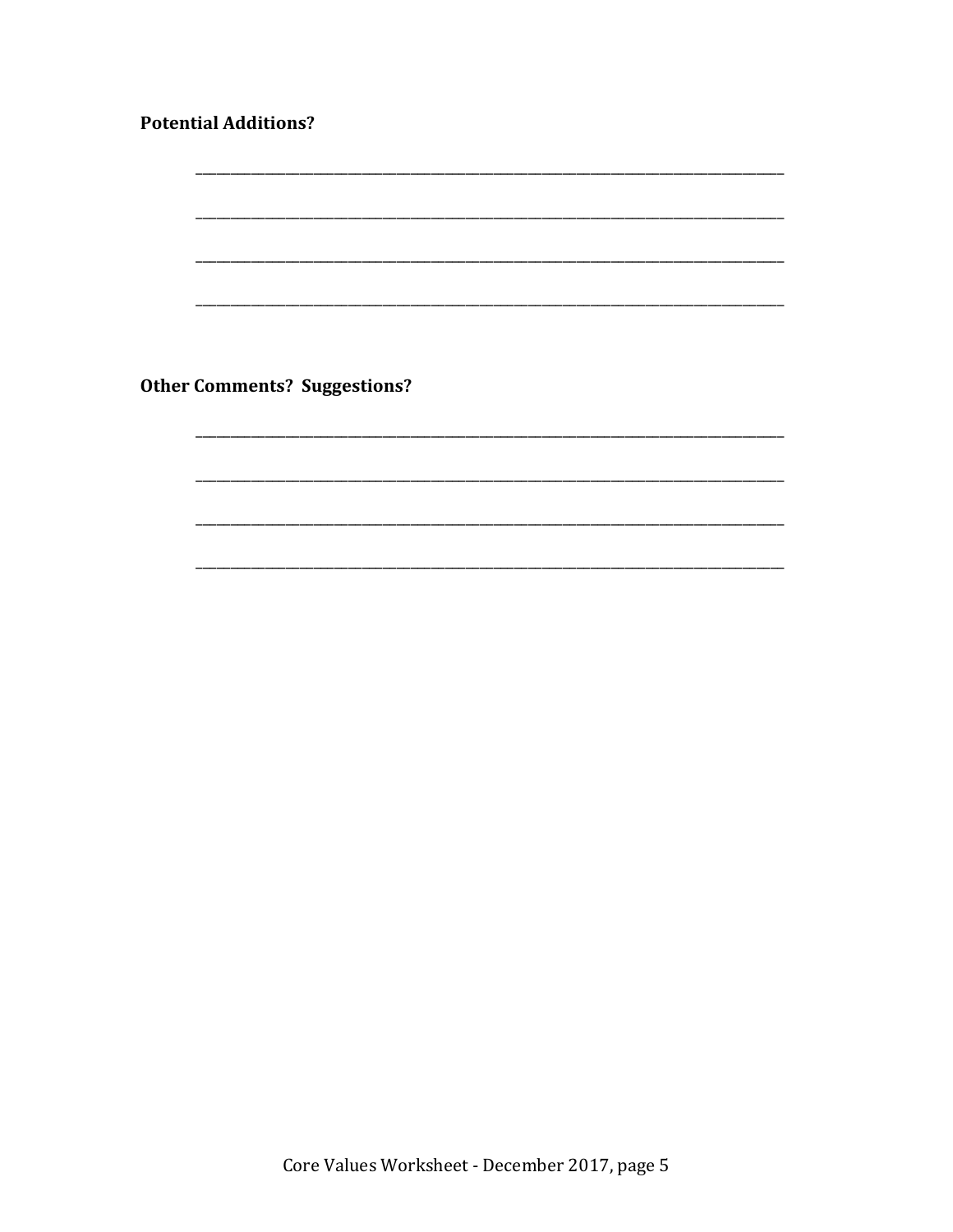**Potential Additions?**

\_\_\_\_\_\_\_\_\_\_\_\_\_\_\_\_\_\_\_\_\_\_\_\_\_\_\_\_\_\_\_\_\_\_\_\_\_\_\_\_\_\_\_\_\_\_\_\_\_\_\_\_\_\_\_\_\_\_\_\_\_\_\_\_\_\_\_\_\_\_\_\_

\_\_\_\_\_\_\_\_\_\_\_\_\_\_\_\_\_\_\_\_\_\_\_\_\_\_\_\_\_\_\_\_\_\_\_\_\_\_\_\_\_\_\_\_\_\_\_\_\_\_\_\_\_\_\_\_\_\_\_\_\_\_\_\_\_\_\_\_\_\_\_\_

\_\_\_\_\_\_\_\_\_\_\_\_\_\_\_\_\_\_\_\_\_\_\_\_\_\_\_\_\_\_\_\_\_\_\_\_\_\_\_\_\_\_\_\_\_\_\_\_\_\_\_\_\_\_\_\_\_\_\_\_\_\_\_\_\_\_\_\_\_\_\_\_

\_\_\_\_\_\_\_\_\_\_\_\_\_\_\_\_\_\_\_\_\_\_\_\_\_\_\_\_\_\_\_\_\_\_\_\_\_\_\_\_\_\_\_\_\_\_\_\_\_\_\_\_\_\_\_\_\_\_\_\_\_\_\_\_\_\_\_\_\_\_\_\_

**Other Comments? Suggestions?**

\_\_\_\_\_\_\_\_\_\_\_\_\_\_\_\_\_\_\_\_\_\_\_\_\_\_\_\_\_\_\_\_\_\_\_\_\_\_\_\_\_\_\_\_\_\_\_\_\_\_\_\_\_\_\_\_\_\_\_\_\_\_\_\_\_\_\_\_\_\_\_\_

\_\_\_\_\_\_\_\_\_\_\_\_\_\_\_\_\_\_\_\_\_\_\_\_\_\_\_\_\_\_\_\_\_\_\_\_\_\_\_\_\_\_\_\_\_\_\_\_\_\_\_\_\_\_\_\_\_\_\_\_\_\_\_\_\_\_\_\_\_\_\_\_

\_\_\_\_\_\_\_\_\_\_\_\_\_\_\_\_\_\_\_\_\_\_\_\_\_\_\_\_\_\_\_\_\_\_\_\_\_\_\_\_\_\_\_\_\_\_\_\_\_\_\_\_\_\_\_\_\_\_\_\_\_\_\_\_\_\_\_\_\_\_\_\_

\_\_\_\_\_\_\_\_\_\_\_\_\_\_\_\_\_\_\_\_\_\_\_\_\_\_\_\_\_\_\_\_\_\_\_\_\_\_\_\_\_\_\_\_\_\_\_\_\_\_\_\_\_\_\_\_\_\_\_\_\_\_\_\_\_\_\_\_\_\_\_\_